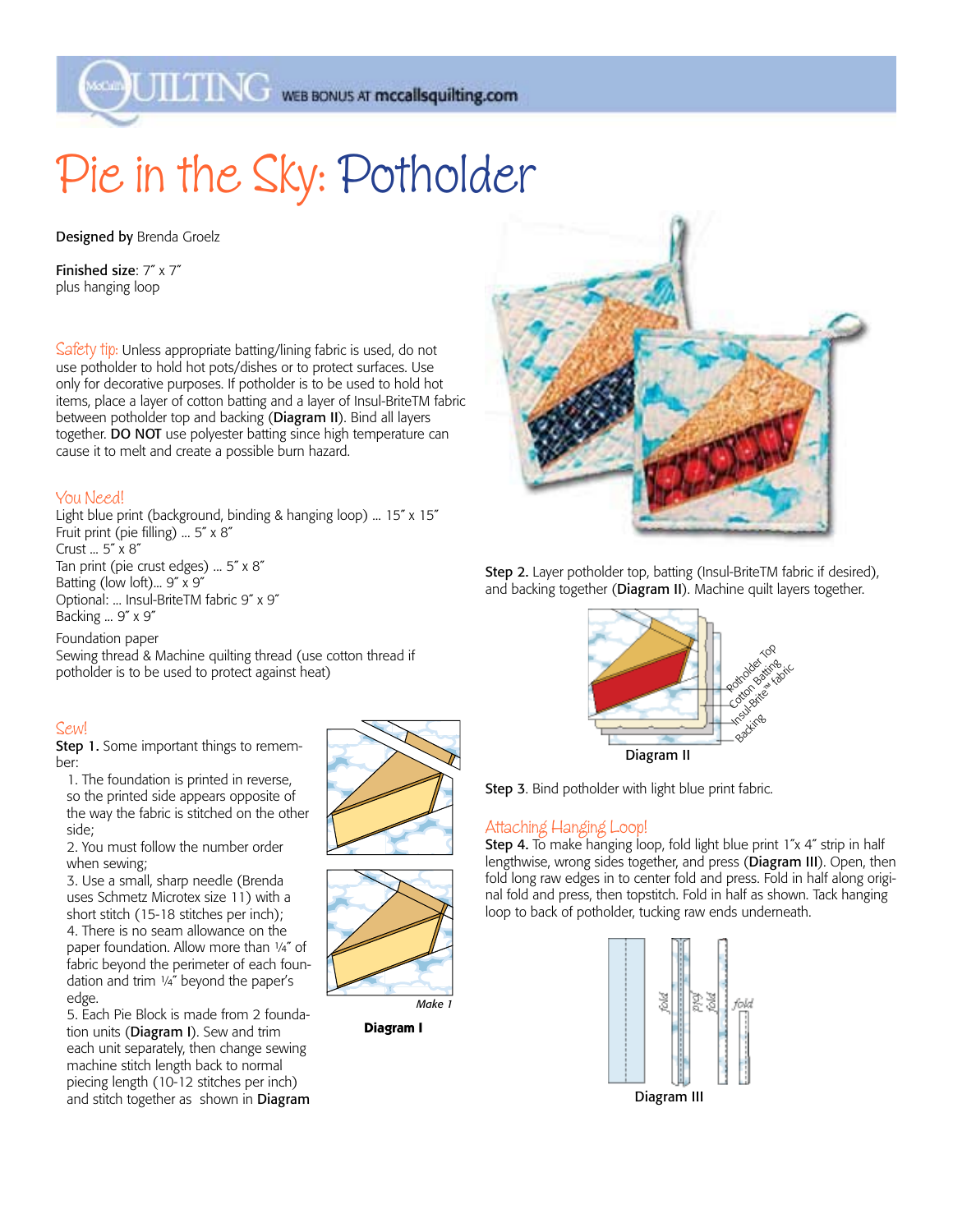# Pie in the Sky: Potholder

**Designed by** Brenda Groelz

**Finished size**: 7″ x 7″
plus hanging loop

Safety tip: Unless appropriate batting/lining fabric is used, do not use potholder to hold hot pots/dishes or to protect surfaces. Use only for decorative purposes. If potholder is to be used to hold hot items, place a layer of cotton batting and a layer of Insul-BriteTM fabric between potholder top and backing (**Diagram II**). Bind all layers together. **DO NOT** use polyester batting since high temperature can cause it to melt and create a possible burn hazard.

## You Need!

Light blue print (background, binding & hanging loop) ... 15″ x 15″
Fruit print (pie filling) ... 5″ x 8″
Crust ... 5″ x 8″
Tan print (pie crust edges) ... 5″ x 8″
Batting (low loft)... 9″ x 9″
Optional: ... Insul-BriteTM fabric 9″ x 9″
Backing ... 9″ x 9″

Foundation paper
Sewing thread & Machine quilting thread (use cotton thread if potholder is to be used to protect against heat)

## Sew!

**Step 1.** Some important things to remember:

1. The foundation is printed in reverse, so the printed side appears opposite of the way the fabric is stitched on the other side;
2. You must follow the number order when sewing;
3. Use a small, sharp needle (Brenda uses Schmetz Microtex size 11) with a short stitch (15-18 stitches per inch);
4. There is no seam allowance on the paper foundation. Allow more than ¼″ of fabric beyond the perimeter of each foundation and trim ¼″ beyond the paper's edge.
5. Each Pie Block is made from 2 foundation units (**Diagram I**). Sew and trim each unit separately, then change sewing machine stitch length back to normal piecing length (10-12 stitches per inch) and stitch together as shown in **Diagram**

*Make 1*

**Diagram I**

**Step 2.** Layer potholder top, batting (Insul-BriteTM fabric if desired), and backing together (**Diagram II**). Machine quilt layers together.

Potholder Top
Cotton Batting
Insul-Brite™ fabric
Backing

**Diagram II**

**Step 3**. Bind potholder with light blue print fabric.

## Attaching Hanging Loop!

**Step 4.** To make hanging loop, fold light blue print 1″x 4″ strip in half lengthwise, wrong sides together, and press (**Diagram III**). Open, then fold long raw edges in to center fold and press. Fold in half along original fold and press, then topstitch. Fold in half as shown. Tack hanging loop to back of potholder, tucking raw ends underneath.

fold fold fold fold

**Diagram III**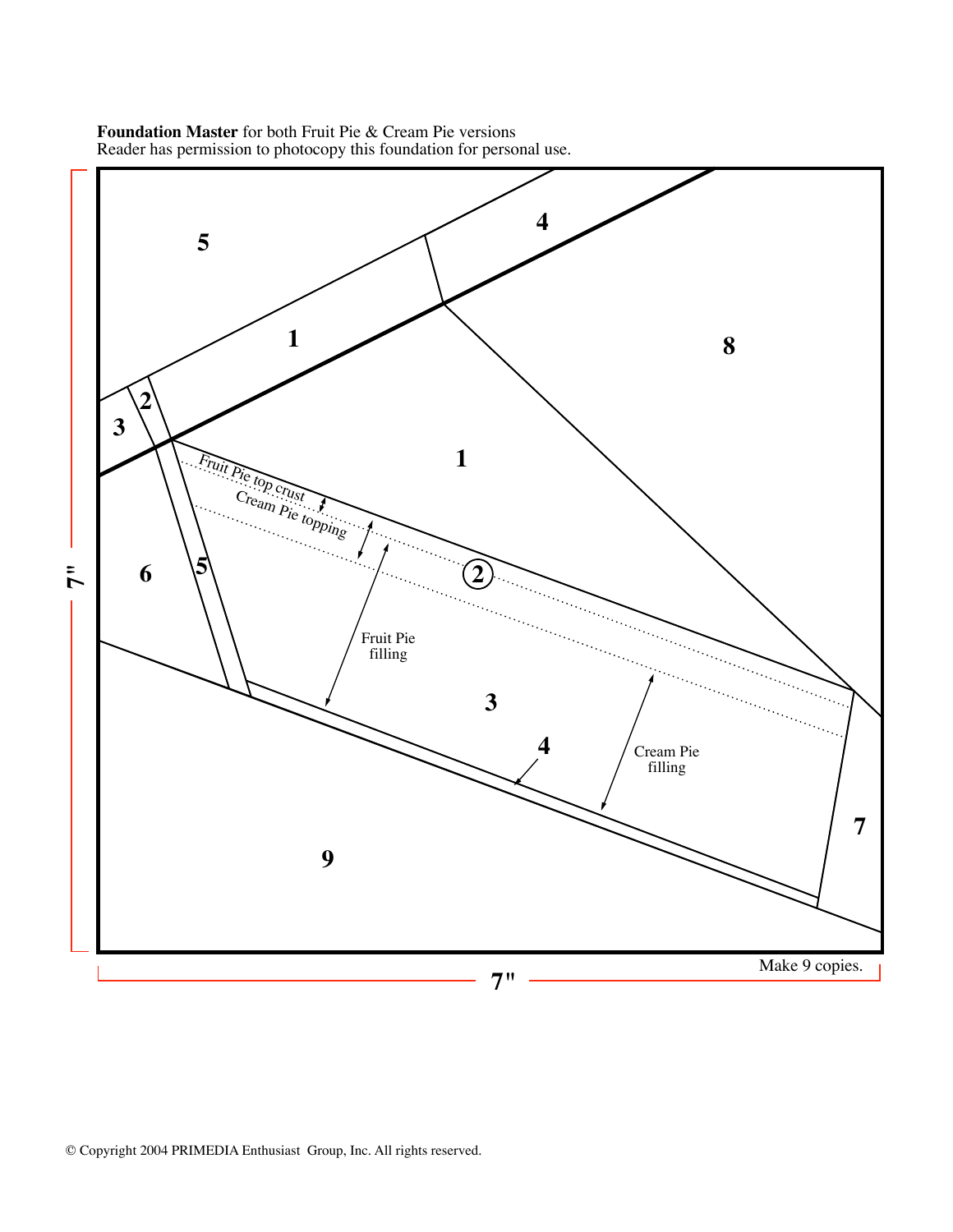**Foundation Master** for both Fruit Pie & Cream Pie versions
Reader has permission to photocopy this foundation for personal use.

5
4
1
8
2
3
1
Fruit Pie top crust
Cream Pie topping
2
6
5
Fruit Pie filling
3
4
Cream Pie filling
7
9

7"

7"

Make 9 copies.

© Copyright 2004 PRIMEDIA Enthusiast Group, Inc. All rights reserved.